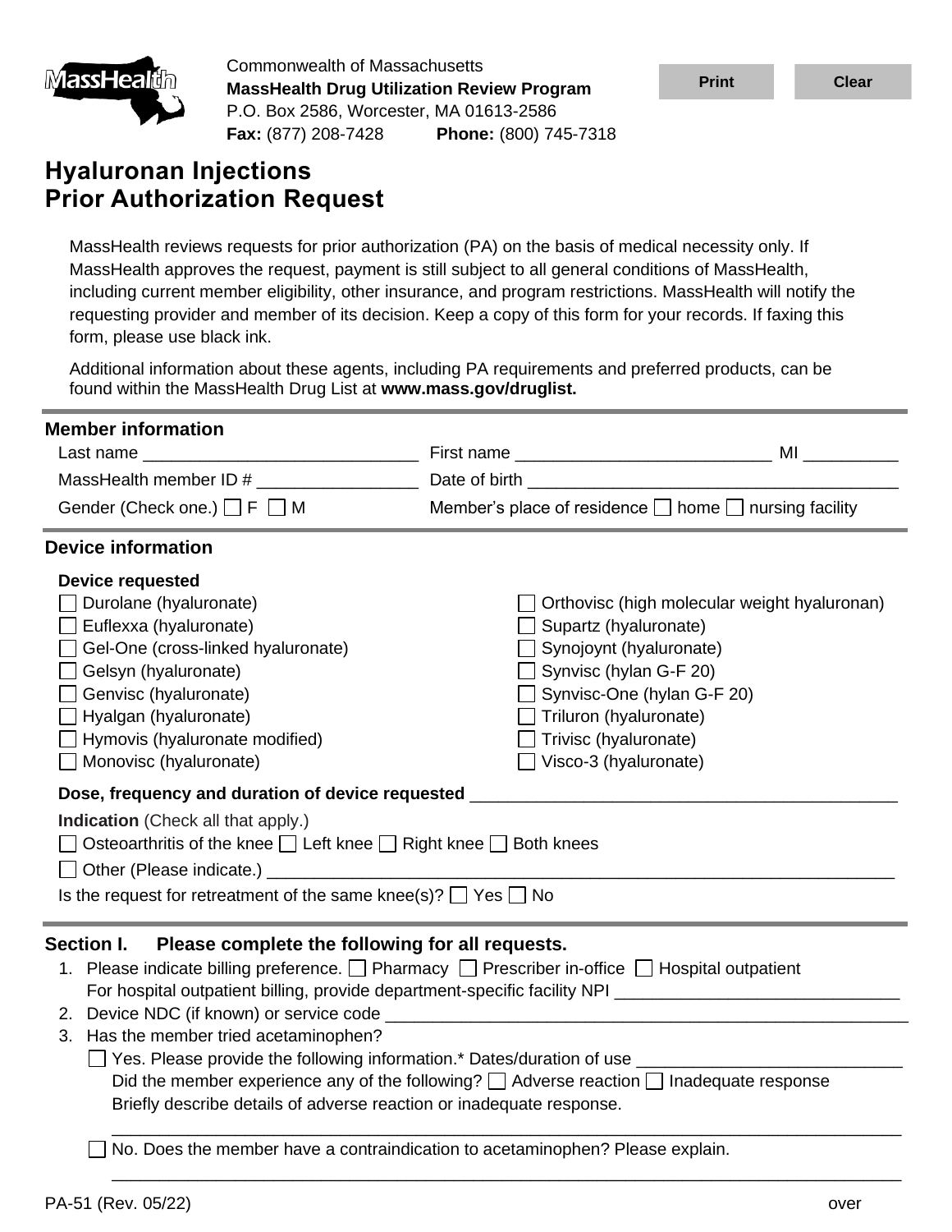Commonwealth of Massachusetts
**MassHealth Drug Utilization Review Program**
P.O. Box 2586, Worcester, MA 01613-2586
**Fax:** (877) 208-7428 **Phone:** (800) 745-7318

# Hyaluronan Injections Prior Authorization Request

MassHealth reviews requests for prior authorization (PA) on the basis of medical necessity only. If MassHealth approves the request, payment is still subject to all general conditions of MassHealth, including current member eligibility, other insurance, and program restrictions. MassHealth will notify the requesting provider and member of its decision. Keep a copy of this form for your records. If faxing this form, please use black ink.

Additional information about these agents, including PA requirements and preferred products, can be found within the MassHealth Drug List at **www.mass.gov/druglist.**

## Member information

Last name _____________________________ First name ___________________________ MI __________

MassHealth member ID # _________________ Date of birth ________________________________________

Gender (Check one.) ☐ F ☐ M Member's place of residence ☐ home ☐ nursing facility

## Device information

**Device requested**

- ☐ Durolane (hyaluronate)
- ☐ Euflexxa (hyaluronate)
- ☐ Gel-One (cross-linked hyaluronate)
- ☐ Gelsyn (hyaluronate)
- ☐ Genvisc (hyaluronate)
- ☐ Hyalgan (hyaluronate)
- ☐ Hymovis (hyaluronate modified)
- ☐ Monovisc (hyaluronate)
- ☐ Orthovisc (high molecular weight hyaluronan)
- ☐ Supartz (hyaluronate)
- ☐ Synojoynt (hyaluronate)
- ☐ Synvisc (hylan G-F 20)
- ☐ Synvisc-One (hylan G-F 20)
- ☐ Triluron (hyaluronate)
- ☐ Trivisc (hyaluronate)
- ☐ Visco-3 (hyaluronate)

**Dose, frequency and duration of device requested** ____________________________________________

**Indication** (Check all that apply.)

☐ Osteoarthritis of the knee ☐ Left knee ☐ Right knee ☐ Both knees

☐ Other (Please indicate.) ______________________________________________________________

Is the request for retreatment of the same knee(s)? ☐ Yes ☐ No

## Section I. Please complete the following for all requests.

1. Please indicate billing preference. ☐ Pharmacy ☐ Prescriber in-office ☐ Hospital outpatient
   For hospital outpatient billing, provide department-specific facility NPI ______________________________
2. Device NDC (if known) or service code _______________________________________________________
3. Has the member tried acetaminophen?
   ☐ Yes. Please provide the following information.* Dates/duration of use ____________________________
   Did the member experience any of the following? ☐ Adverse reaction ☐ Inadequate response
   Briefly describe details of adverse reaction or inadequate response.
   ______________________________________________________________________________
   ☐ No. Does the member have a contraindication to acetaminophen? Please explain.
   ______________________________________________________________________________

PA-51 (Rev. 05/22) over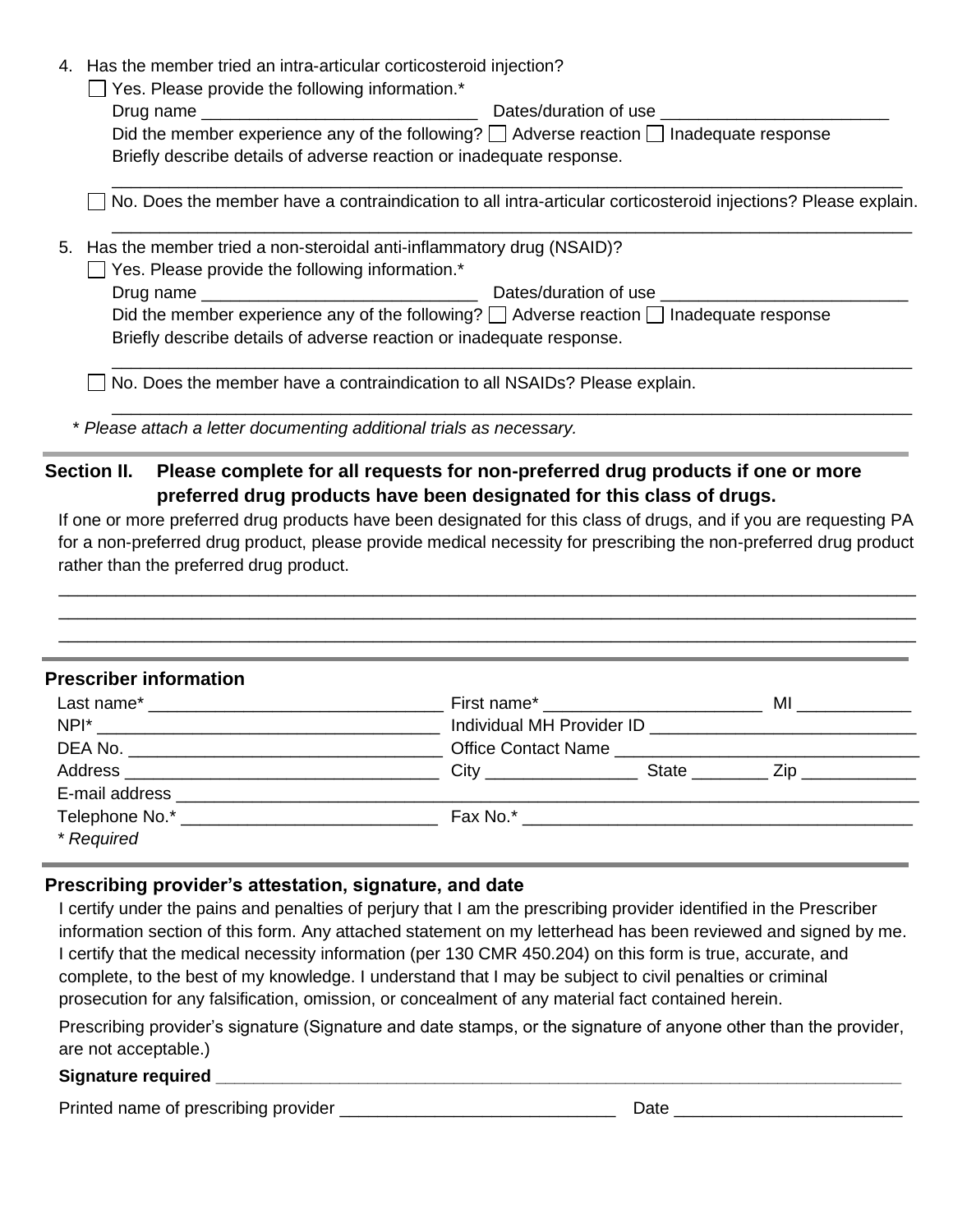4. Has the member tried an intra-articular corticosteroid injection?

   ☐ Yes. Please provide the following information.*

   Drug name ______________________________ Dates/duration of use ________________________

   Did the member experience any of the following? ☐ Adverse reaction ☐ Inadequate response

   Briefly describe details of adverse reaction or inadequate response.

   ________________________________________________________________________________

   ☐ No. Does the member have a contraindication to all intra-articular corticosteroid injections? Please explain.

   ________________________________________________________________________________

5. Has the member tried a non-steroidal anti-inflammatory drug (NSAID)?

   ☐ Yes. Please provide the following information.*

   Drug name ______________________________ Dates/duration of use __________________________

   Did the member experience any of the following? ☐ Adverse reaction ☐ Inadequate response

   Briefly describe details of adverse reaction or inadequate response.

   ________________________________________________________________________________

   ☐ No. Does the member have a contraindication to all NSAIDs? Please explain.

   ________________________________________________________________________________

*\* Please attach a letter documenting additional trials as necessary.*

## Section II. Please complete for all requests for non-preferred drug products if one or more preferred drug products have been designated for this class of drugs.

If one or more preferred drug products have been designated for this class of drugs, and if you are requesting PA for a non-preferred drug product, please provide medical necessity for prescribing the non-preferred drug product rather than the preferred drug product.

________________________________________________________________________________

________________________________________________________________________________

________________________________________________________________________________

## Prescriber information

Last name* _______________________________ First name* _______________________ MI ____________

NPI* ___________________________________ Individual MH Provider ID ____________________________

DEA No. _________________________________ Office Contact Name ________________________________

Address _________________________________ City ________________ State ________ Zip ____________

E-mail address ________________________________________________________________________

Telephone No.* ___________________________ Fax No.* ________________________________________

*\* Required*

## Prescribing provider's attestation, signature, and date

I certify under the pains and penalties of perjury that I am the prescribing provider identified in the Prescriber information section of this form. Any attached statement on my letterhead has been reviewed and signed by me. I certify that the medical necessity information (per 130 CMR 450.204) on this form is true, accurate, and complete, to the best of my knowledge. I understand that I may be subject to civil penalties or criminal prosecution for any falsification, omission, or concealment of any material fact contained herein.

Prescribing provider's signature (Signature and date stamps, or the signature of anyone other than the provider, are not acceptable.)

**Signature required** ________________________________________________________________________

Printed name of prescribing provider _____________________________ Date ________________________